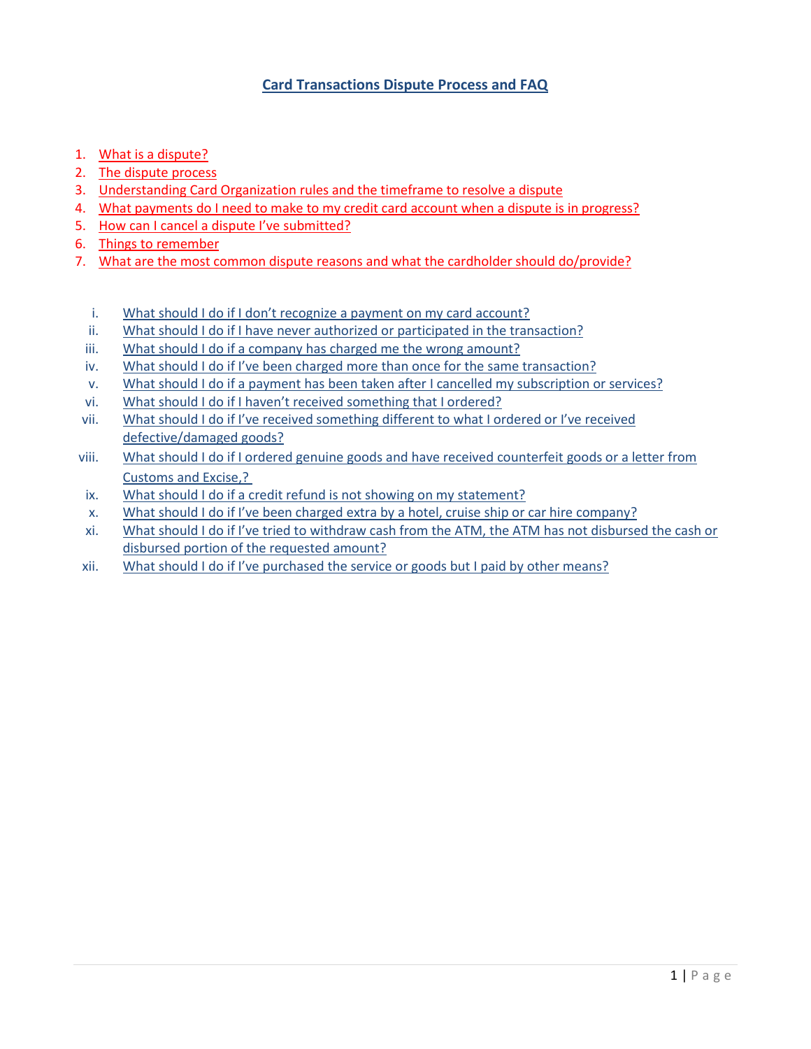# Card Transactions Dispute Process and FAQ

1. What is a dispute?
2. The dispute process
3. Understanding Card Organization rules and the timeframe to resolve a dispute
4. What payments do I need to make to my credit card account when a dispute is in progress?
5. How can I cancel a dispute I've submitted?
6. Things to remember
7. What are the most common dispute reasons and what the cardholder should do/provide?

   i. What should I do if I don't recognize a payment on my card account?
   ii. What should I do if I have never authorized or participated in the transaction?
   iii. What should I do if a company has charged me the wrong amount?
   iv. What should I do if I've been charged more than once for the same transaction?
   v. What should I do if a payment has been taken after I cancelled my subscription or services?
   vi. What should I do if I haven't received something that I ordered?
   vii. What should I do if I've received something different to what I ordered or I've received defective/damaged goods?
   viii. What should I do if I ordered genuine goods and have received counterfeit goods or a letter from Customs and Excise,?
   ix. What should I do if a credit refund is not showing on my statement?
   x. What should I do if I've been charged extra by a hotel, cruise ship or car hire company?
   xi. What should I do if I've tried to withdraw cash from the ATM, the ATM has not disbursed the cash or disbursed portion of the requested amount?
   xii. What should I do if I've purchased the service or goods but I paid by other means?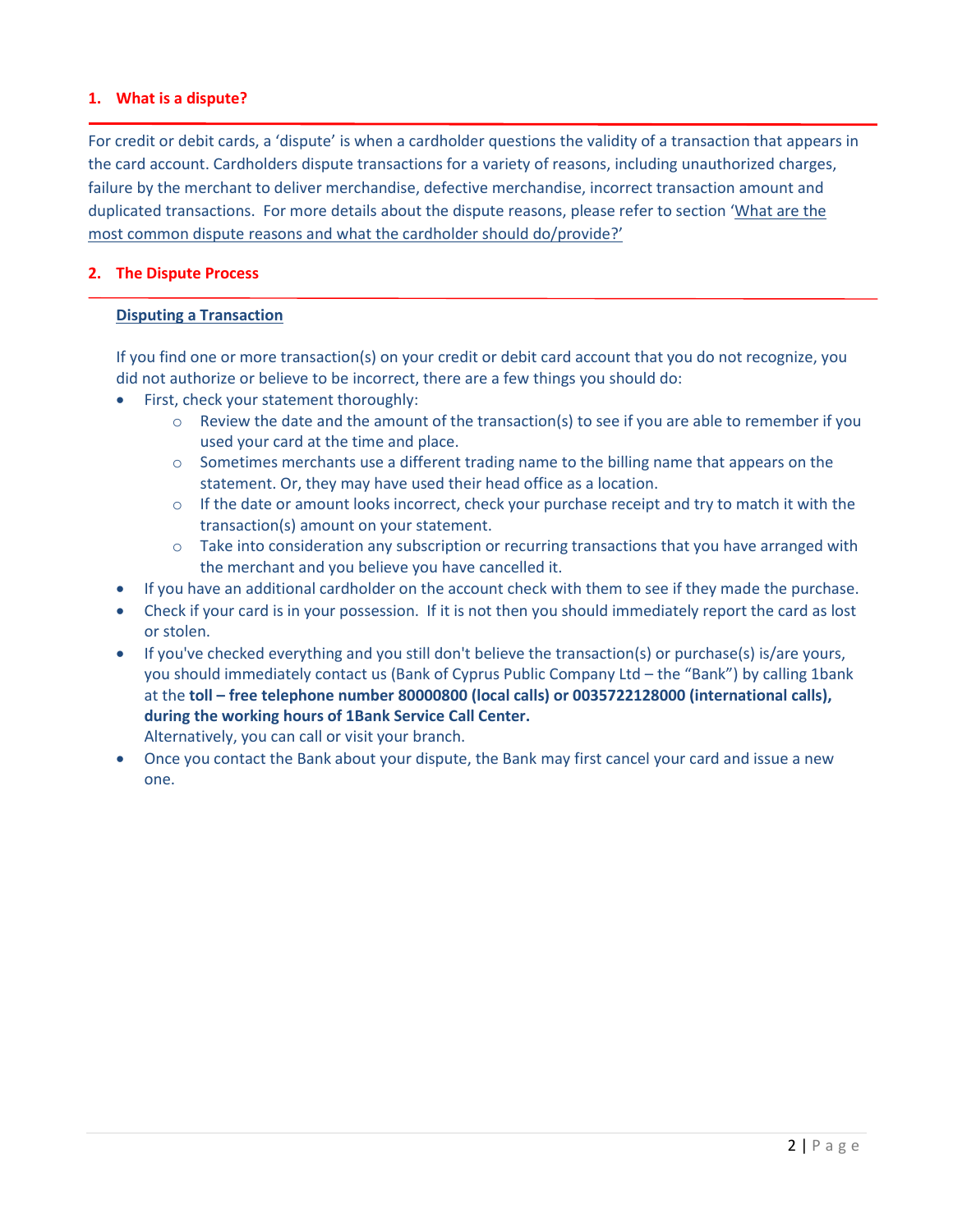## 1. What is a dispute?

For credit or debit cards, a 'dispute' is when a cardholder questions the validity of a transaction that appears in the card account. Cardholders dispute transactions for a variety of reasons, including unauthorized charges, failure by the merchant to deliver merchandise, defective merchandise, incorrect transaction amount and duplicated transactions. For more details about the dispute reasons, please refer to section 'What are the most common dispute reasons and what the cardholder should do/provide?'

## 2. The Dispute Process

### Disputing a Transaction

If you find one or more transaction(s) on your credit or debit card account that you do not recognize, you did not authorize or believe to be incorrect, there are a few things you should do:

- First, check your statement thoroughly:
  - Review the date and the amount of the transaction(s) to see if you are able to remember if you used your card at the time and place.
  - Sometimes merchants use a different trading name to the billing name that appears on the statement. Or, they may have used their head office as a location.
  - If the date or amount looks incorrect, check your purchase receipt and try to match it with the transaction(s) amount on your statement.
  - Take into consideration any subscription or recurring transactions that you have arranged with the merchant and you believe you have cancelled it.
- If you have an additional cardholder on the account check with them to see if they made the purchase.
- Check if your card is in your possession. If it is not then you should immediately report the card as lost or stolen.
- If you've checked everything and you still don't believe the transaction(s) or purchase(s) is/are yours, you should immediately contact us (Bank of Cyprus Public Company Ltd – the "Bank") by calling 1bank at the **toll – free telephone number 80000800 (local calls) or 0035722128000 (international calls), during the working hours of 1Bank Service Call Center.**
  Alternatively, you can call or visit your branch.
- Once you contact the Bank about your dispute, the Bank may first cancel your card and issue a new one.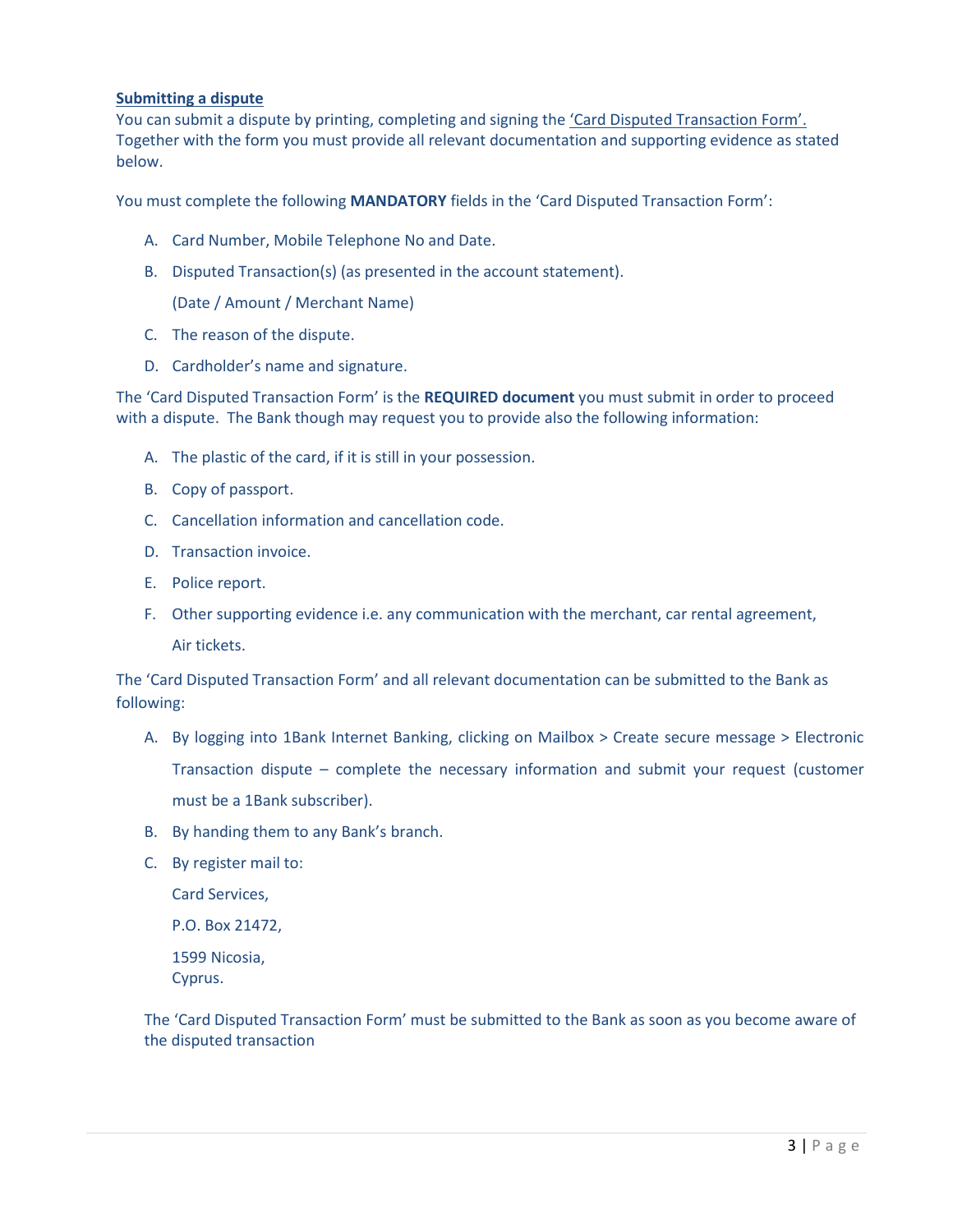## Submitting a dispute

You can submit a dispute by printing, completing and signing the 'Card Disputed Transaction Form'. Together with the form you must provide all relevant documentation and supporting evidence as stated below.

You must complete the following **MANDATORY** fields in the 'Card Disputed Transaction Form':

A. Card Number, Mobile Telephone No and Date.

B. Disputed Transaction(s) (as presented in the account statement).

   (Date / Amount / Merchant Name)

C. The reason of the dispute.

D. Cardholder's name and signature.

The 'Card Disputed Transaction Form' is the **REQUIRED document** you must submit in order to proceed with a dispute. The Bank though may request you to provide also the following information:

A. The plastic of the card, if it is still in your possession.

B. Copy of passport.

C. Cancellation information and cancellation code.

D. Transaction invoice.

E. Police report.

F. Other supporting evidence i.e. any communication with the merchant, car rental agreement, Air tickets.

The 'Card Disputed Transaction Form' and all relevant documentation can be submitted to the Bank as following:

A. By logging into 1Bank Internet Banking, clicking on Mailbox > Create secure message > Electronic Transaction dispute – complete the necessary information and submit your request (customer must be a 1Bank subscriber).

B. By handing them to any Bank's branch.

C. By register mail to:

   Card Services,

   P.O. Box 21472,

   1599 Nicosia,
   Cyprus.

The 'Card Disputed Transaction Form' must be submitted to the Bank as soon as you become aware of the disputed transaction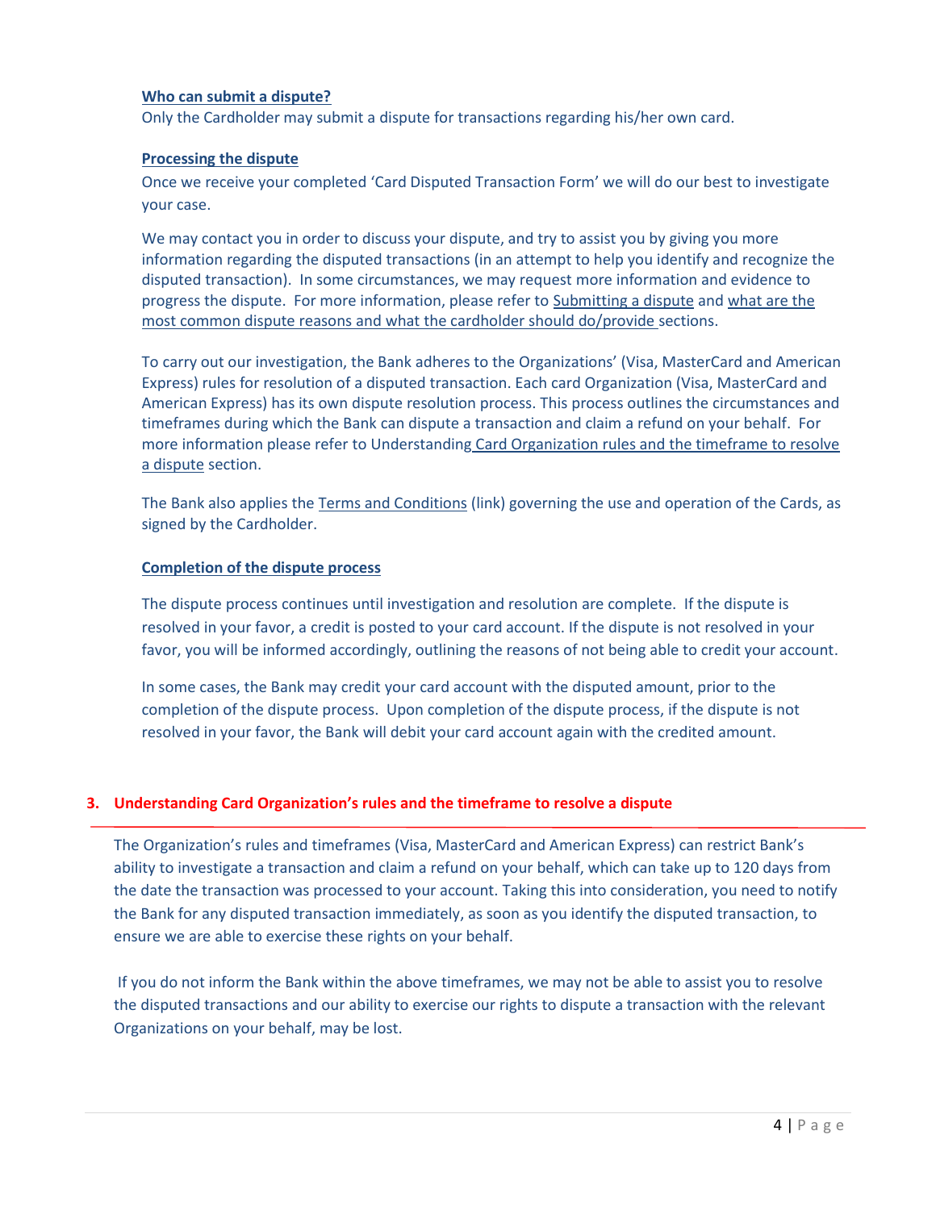**Who can submit a dispute?**

Only the Cardholder may submit a dispute for transactions regarding his/her own card.

**Processing the dispute**

Once we receive your completed 'Card Disputed Transaction Form' we will do our best to investigate your case.

We may contact you in order to discuss your dispute, and try to assist you by giving you more information regarding the disputed transactions (in an attempt to help you identify and recognize the disputed transaction). In some circumstances, we may request more information and evidence to progress the dispute. For more information, please refer to Submitting a dispute and what are the most common dispute reasons and what the cardholder should do/provide sections.

To carry out our investigation, the Bank adheres to the Organizations' (Visa, MasterCard and American Express) rules for resolution of a disputed transaction. Each card Organization (Visa, MasterCard and American Express) has its own dispute resolution process. This process outlines the circumstances and timeframes during which the Bank can dispute a transaction and claim a refund on your behalf. For more information please refer to Understanding Card Organization rules and the timeframe to resolve a dispute section.

The Bank also applies the Terms and Conditions (link) governing the use and operation of the Cards, as signed by the Cardholder.

**Completion of the dispute process**

The dispute process continues until investigation and resolution are complete. If the dispute is resolved in your favor, a credit is posted to your card account. If the dispute is not resolved in your favor, you will be informed accordingly, outlining the reasons of not being able to credit your account.

In some cases, the Bank may credit your card account with the disputed amount, prior to the completion of the dispute process. Upon completion of the dispute process, if the dispute is not resolved in your favor, the Bank will debit your card account again with the credited amount.

## 3. Understanding Card Organization's rules and the timeframe to resolve a dispute

The Organization's rules and timeframes (Visa, MasterCard and American Express) can restrict Bank's ability to investigate a transaction and claim a refund on your behalf, which can take up to 120 days from the date the transaction was processed to your account. Taking this into consideration, you need to notify the Bank for any disputed transaction immediately, as soon as you identify the disputed transaction, to ensure we are able to exercise these rights on your behalf.

If you do not inform the Bank within the above timeframes, we may not be able to assist you to resolve the disputed transactions and our ability to exercise our rights to dispute a transaction with the relevant Organizations on your behalf, may be lost.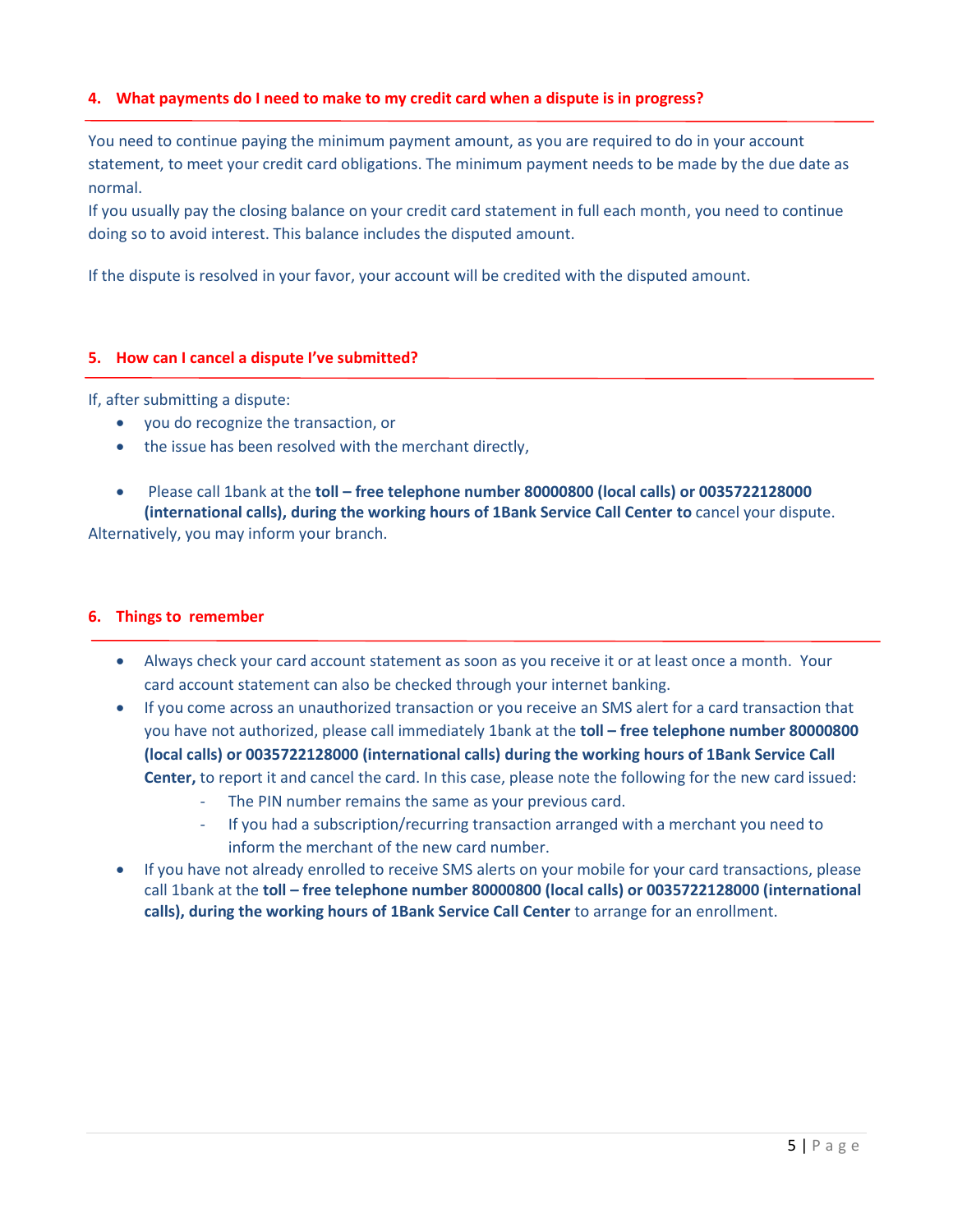## 4. What payments do I need to make to my credit card when a dispute is in progress?

You need to continue paying the minimum payment amount, as you are required to do in your account statement, to meet your credit card obligations. The minimum payment needs to be made by the due date as normal.
If you usually pay the closing balance on your credit card statement in full each month, you need to continue doing so to avoid interest. This balance includes the disputed amount.

If the dispute is resolved in your favor, your account will be credited with the disputed amount.

## 5. How can I cancel a dispute I've submitted?

If, after submitting a dispute:

- you do recognize the transaction, or
- the issue has been resolved with the merchant directly,

- Please call 1bank at the **toll – free telephone number 80000800 (local calls) or 0035722128000 (international calls), during the working hours of 1Bank Service Call Center to** cancel your dispute.

Alternatively, you may inform your branch.

## 6. Things to remember

- Always check your card account statement as soon as you receive it or at least once a month. Your card account statement can also be checked through your internet banking.
- If you come across an unauthorized transaction or you receive an SMS alert for a card transaction that you have not authorized, please call immediately 1bank at the **toll – free telephone number 80000800 (local calls) or 0035722128000 (international calls) during the working hours of 1Bank Service Call Center,** to report it and cancel the card. In this case, please note the following for the new card issued:
  - The PIN number remains the same as your previous card.
  - If you had a subscription/recurring transaction arranged with a merchant you need to inform the merchant of the new card number.
- If you have not already enrolled to receive SMS alerts on your mobile for your card transactions, please call 1bank at the **toll – free telephone number 80000800 (local calls) or 0035722128000 (international calls), during the working hours of 1Bank Service Call Center** to arrange for an enrollment.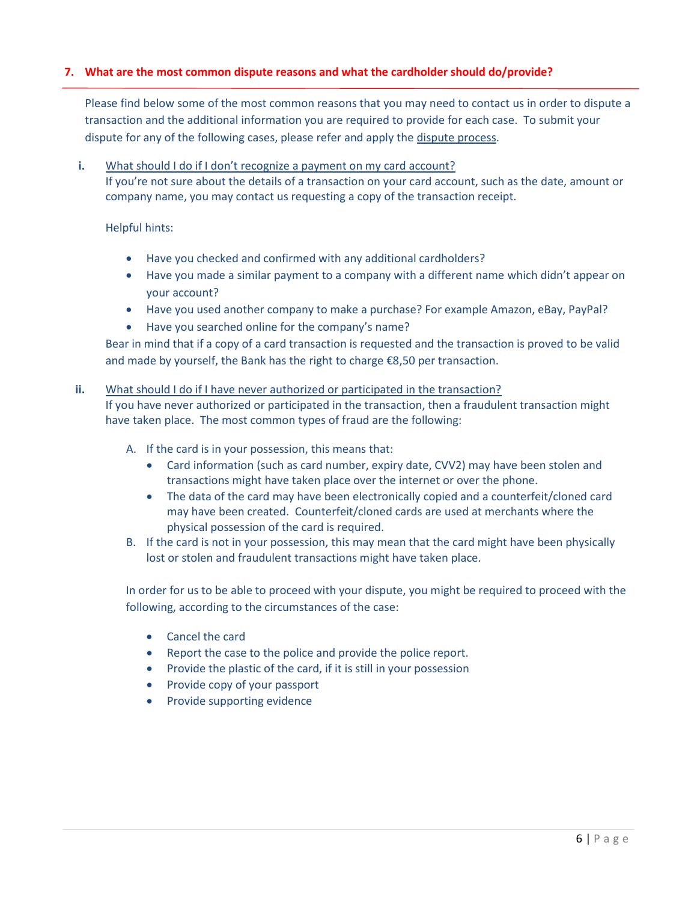## 7. What are the most common dispute reasons and what the cardholder should do/provide?

Please find below some of the most common reasons that you may need to contact us in order to dispute a transaction and the additional information you are required to provide for each case. To submit your dispute for any of the following cases, please refer and apply the dispute process.

**i.** What should I do if I don't recognize a payment on my card account?

If you're not sure about the details of a transaction on your card account, such as the date, amount or company name, you may contact us requesting a copy of the transaction receipt.

Helpful hints:

- Have you checked and confirmed with any additional cardholders?
- Have you made a similar payment to a company with a different name which didn't appear on your account?
- Have you used another company to make a purchase? For example Amazon, eBay, PayPal?
- Have you searched online for the company's name?

Bear in mind that if a copy of a card transaction is requested and the transaction is proved to be valid and made by yourself, the Bank has the right to charge €8,50 per transaction.

**ii.** What should I do if I have never authorized or participated in the transaction?

If you have never authorized or participated in the transaction, then a fraudulent transaction might have taken place. The most common types of fraud are the following:

A. If the card is in your possession, this means that:
   - Card information (such as card number, expiry date, CVV2) may have been stolen and transactions might have taken place over the internet or over the phone.
   - The data of the card may have been electronically copied and a counterfeit/cloned card may have been created. Counterfeit/cloned cards are used at merchants where the physical possession of the card is required.

B. If the card is not in your possession, this may mean that the card might have been physically lost or stolen and fraudulent transactions might have taken place.

In order for us to be able to proceed with your dispute, you might be required to proceed with the following, according to the circumstances of the case:

- Cancel the card
- Report the case to the police and provide the police report.
- Provide the plastic of the card, if it is still in your possession
- Provide copy of your passport
- Provide supporting evidence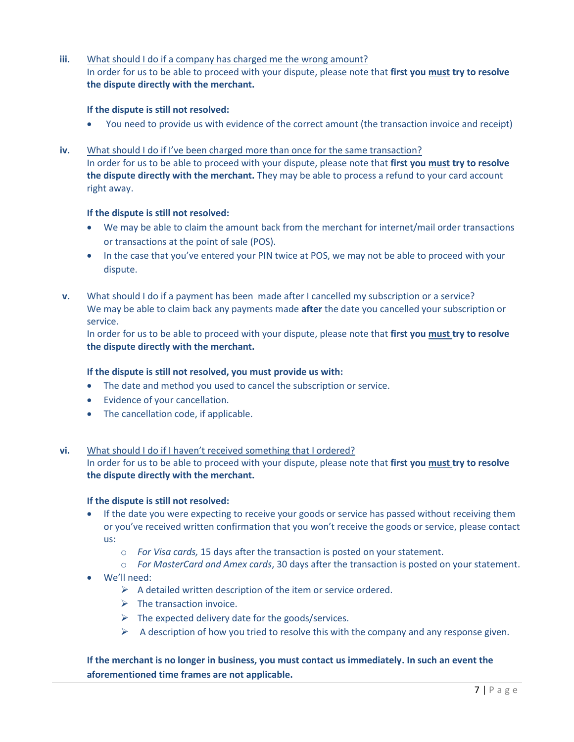iii. <u>What should I do if a company has charged me the wrong amount?</u>
In order for us to be able to proceed with your dispute, please note that **first you <u>must</u> try to resolve the dispute directly with the merchant.**

**If the dispute is still not resolved:**

- You need to provide us with evidence of the correct amount (the transaction invoice and receipt)

iv. <u>What should I do if I've been charged more than once for the same transaction?</u>
In order for us to be able to proceed with your dispute, please note that **first you <u>must</u> try to resolve the dispute directly with the merchant.** They may be able to process a refund to your card account right away.

**If the dispute is still not resolved:**

- We may be able to claim the amount back from the merchant for internet/mail order transactions or transactions at the point of sale (POS).
- In the case that you've entered your PIN twice at POS, we may not be able to proceed with your dispute.

v. <u>What should I do if a payment has been made after I cancelled my subscription or a service?</u>
We may be able to claim back any payments made **after** the date you cancelled your subscription or service.
In order for us to be able to proceed with your dispute, please note that **first you <u>must</u> try to resolve the dispute directly with the merchant.**

**If the dispute is still not resolved, you must provide us with:**

- The date and method you used to cancel the subscription or service.
- Evidence of your cancellation.
- The cancellation code, if applicable.

vi. <u>What should I do if I haven't received something that I ordered?</u>
In order for us to be able to proceed with your dispute, please note that **first you <u>must</u> try to resolve the dispute directly with the merchant.**

**If the dispute is still not resolved:**

- If the date you were expecting to receive your goods or service has passed without receiving them or you've received written confirmation that you won't receive the goods or service, please contact us:
  - *For Visa cards,* 15 days after the transaction is posted on your statement.
  - *For MasterCard and Amex cards*, 30 days after the transaction is posted on your statement.
- We'll need:
  - A detailed written description of the item or service ordered.
  - The transaction invoice.
  - The expected delivery date for the goods/services.
  - A description of how you tried to resolve this with the company and any response given.

**If the merchant is no longer in business, you must contact us immediately. In such an event the aforementioned time frames are not applicable.**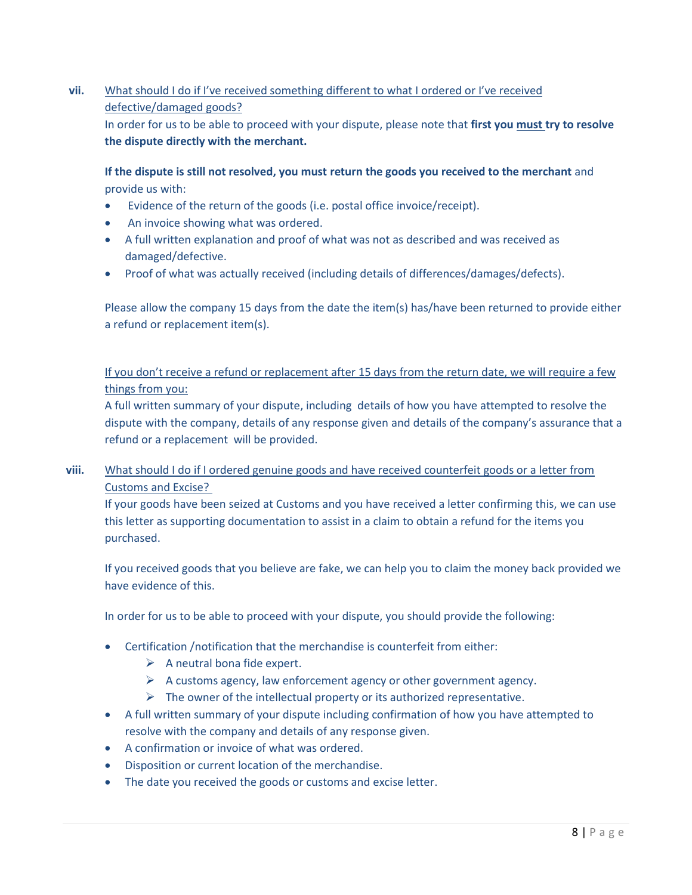**vii.** <u>What should I do if I've received something different to what I ordered or I've received defective/damaged goods?</u>

In order for us to be able to proceed with your dispute, please note that **first you <u>must</u> try to resolve the dispute directly with the merchant.**

**If the dispute is still not resolved, you must return the goods you received to the merchant** and provide us with:

- Evidence of the return of the goods (i.e. postal office invoice/receipt).
- An invoice showing what was ordered.
- A full written explanation and proof of what was not as described and was received as damaged/defective.
- Proof of what was actually received (including details of differences/damages/defects).

Please allow the company 15 days from the date the item(s) has/have been returned to provide either a refund or replacement item(s).

<u>If you don't receive a refund or replacement after 15 days from the return date, we will require a few things from you:</u>

A full written summary of your dispute, including details of how you have attempted to resolve the dispute with the company, details of any response given and details of the company's assurance that a refund or a replacement will be provided.

**viii.** <u>What should I do if I ordered genuine goods and have received counterfeit goods or a letter from Customs and Excise?</u>

If your goods have been seized at Customs and you have received a letter confirming this, we can use this letter as supporting documentation to assist in a claim to obtain a refund for the items you purchased.

If you received goods that you believe are fake, we can help you to claim the money back provided we have evidence of this.

In order for us to be able to proceed with your dispute, you should provide the following:

- Certification /notification that the merchandise is counterfeit from either:
  - A neutral bona fide expert.
  - A customs agency, law enforcement agency or other government agency.
  - The owner of the intellectual property or its authorized representative.
- A full written summary of your dispute including confirmation of how you have attempted to resolve with the company and details of any response given.
- A confirmation or invoice of what was ordered.
- Disposition or current location of the merchandise.
- The date you received the goods or customs and excise letter.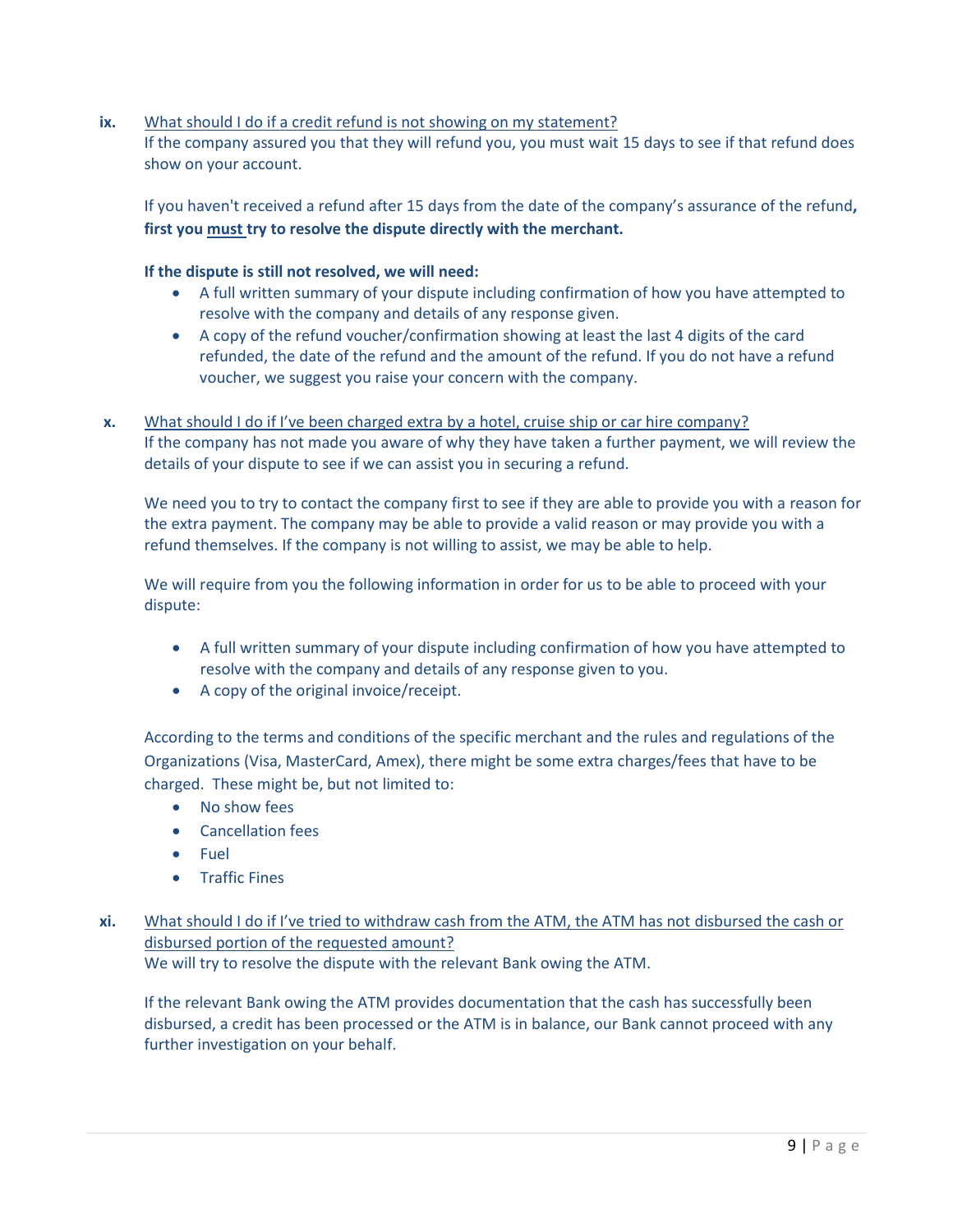**ix.** <u>What should I do if a credit refund is not showing on my statement?</u>

If the company assured you that they will refund you, you must wait 15 days to see if that refund does show on your account.

If you haven't received a refund after 15 days from the date of the company's assurance of the refund**, first you <u>must</u> try to resolve the dispute directly with the merchant.**

**If the dispute is still not resolved, we will need:**

- A full written summary of your dispute including confirmation of how you have attempted to resolve with the company and details of any response given.
- A copy of the refund voucher/confirmation showing at least the last 4 digits of the card refunded, the date of the refund and the amount of the refund. If you do not have a refund voucher, we suggest you raise your concern with the company.

**x.** <u>What should I do if I've been charged extra by a hotel, cruise ship or car hire company?</u>

If the company has not made you aware of why they have taken a further payment, we will review the details of your dispute to see if we can assist you in securing a refund.

We need you to try to contact the company first to see if they are able to provide you with a reason for the extra payment. The company may be able to provide a valid reason or may provide you with a refund themselves. If the company is not willing to assist, we may be able to help.

We will require from you the following information in order for us to be able to proceed with your dispute:

- A full written summary of your dispute including confirmation of how you have attempted to resolve with the company and details of any response given to you.
- A copy of the original invoice/receipt.

According to the terms and conditions of the specific merchant and the rules and regulations of the Organizations (Visa, MasterCard, Amex), there might be some extra charges/fees that have to be charged. These might be, but not limited to:

- No show fees
- Cancellation fees
- Fuel
- Traffic Fines

**xi.** <u>What should I do if I've tried to withdraw cash from the ATM, the ATM has not disbursed the cash or disbursed portion of the requested amount?</u>

We will try to resolve the dispute with the relevant Bank owing the ATM.

If the relevant Bank owing the ATM provides documentation that the cash has successfully been disbursed, a credit has been processed or the ATM is in balance, our Bank cannot proceed with any further investigation on your behalf.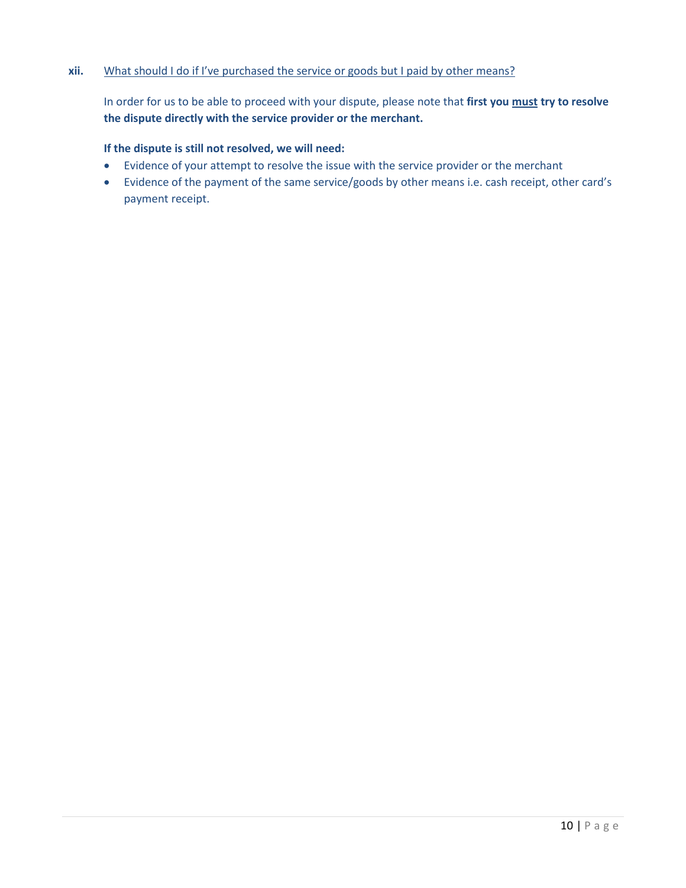### xii. What should I do if I've purchased the service or goods but I paid by other means?

In order for us to be able to proceed with your dispute, please note that **first you must try to resolve the dispute directly with the service provider or the merchant.**

**If the dispute is still not resolved, we will need:**

- Evidence of your attempt to resolve the issue with the service provider or the merchant
- Evidence of the payment of the same service/goods by other means i.e. cash receipt, other card's payment receipt.